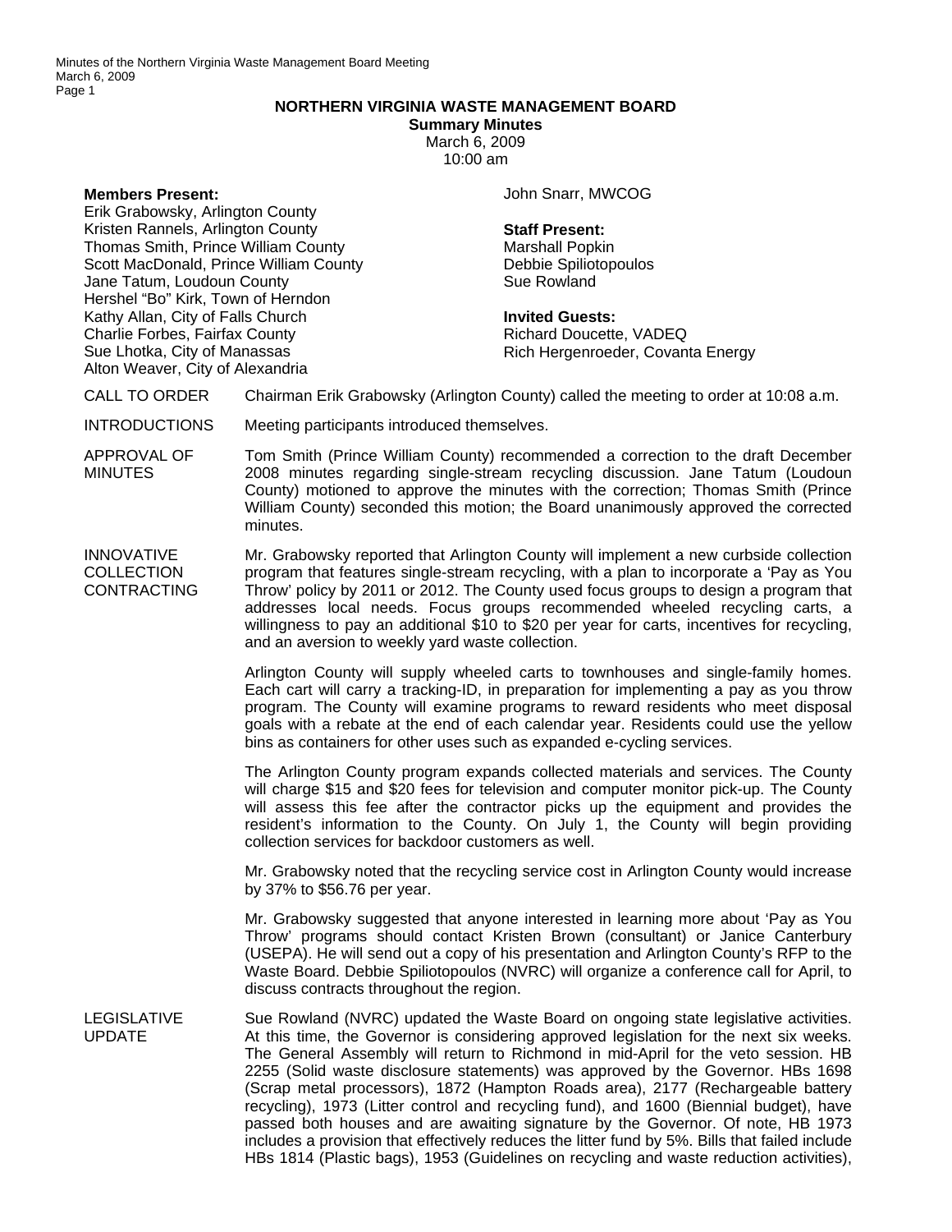# NORTHERN VIRGINIA WASTE MANAGEMENT BOARD

**Summary Minutes**

March 6, 2009

10:00 am

**Members Present:**
Erik Grabowsky, Arlington County
Kristen Rannels, Arlington County
Thomas Smith, Prince William County
Scott MacDonald, Prince William County
Jane Tatum, Loudoun County
Hershel "Bo" Kirk, Town of Herndon
Kathy Allan, City of Falls Church
Charlie Forbes, Fairfax County
Sue Lhotka, City of Manassas
Alton Weaver, City of Alexandria
John Snarr, MWCOG

**Staff Present:**
Marshall Popkin
Debbie Spiliotopoulos
Sue Rowland

**Invited Guests:**
Richard Doucette, VADEQ
Rich Hergenroeder, Covanta Energy

**CALL TO ORDER**

Chairman Erik Grabowsky (Arlington County) called the meeting to order at 10:08 a.m.

**INTRODUCTIONS**

Meeting participants introduced themselves.

**APPROVAL OF MINUTES**

Tom Smith (Prince William County) recommended a correction to the draft December 2008 minutes regarding single-stream recycling discussion. Jane Tatum (Loudoun County) motioned to approve the minutes with the correction; Thomas Smith (Prince William County) seconded this motion; the Board unanimously approved the corrected minutes.

**INNOVATIVE COLLECTION CONTRACTING**

Mr. Grabowsky reported that Arlington County will implement a new curbside collection program that features single-stream recycling, with a plan to incorporate a 'Pay as You Throw' policy by 2011 or 2012. The County used focus groups to design a program that addresses local needs. Focus groups recommended wheeled recycling carts, a willingness to pay an additional $10 to $20 per year for carts, incentives for recycling, and an aversion to weekly yard waste collection.

Arlington County will supply wheeled carts to townhouses and single-family homes. Each cart will carry a tracking-ID, in preparation for implementing a pay as you throw program. The County will examine programs to reward residents who meet disposal goals with a rebate at the end of each calendar year. Residents could use the yellow bins as containers for other uses such as expanded e-cycling services.

The Arlington County program expands collected materials and services. The County will charge $15 and $20 fees for television and computer monitor pick-up. The County will assess this fee after the contractor picks up the equipment and provides the resident's information to the County. On July 1, the County will begin providing collection services for backdoor customers as well.

Mr. Grabowsky noted that the recycling service cost in Arlington County would increase by 37% to $56.76 per year.

Mr. Grabowsky suggested that anyone interested in learning more about 'Pay as You Throw' programs should contact Kristen Brown (consultant) or Janice Canterbury (USEPA). He will send out a copy of his presentation and Arlington County's RFP to the Waste Board. Debbie Spiliotopoulos (NVRC) will organize a conference call for April, to discuss contracts throughout the region.

**LEGISLATIVE UPDATE**

Sue Rowland (NVRC) updated the Waste Board on ongoing state legislative activities. At this time, the Governor is considering approved legislation for the next six weeks. The General Assembly will return to Richmond in mid-April for the veto session. HB 2255 (Solid waste disclosure statements) was approved by the Governor. HBs 1698 (Scrap metal processors), 1872 (Hampton Roads area), 2177 (Rechargeable battery recycling), 1973 (Litter control and recycling fund), and 1600 (Biennial budget), have passed both houses and are awaiting signature by the Governor. Of note, HB 1973 includes a provision that effectively reduces the litter fund by 5%. Bills that failed include HBs 1814 (Plastic bags), 1953 (Guidelines on recycling and waste reduction activities),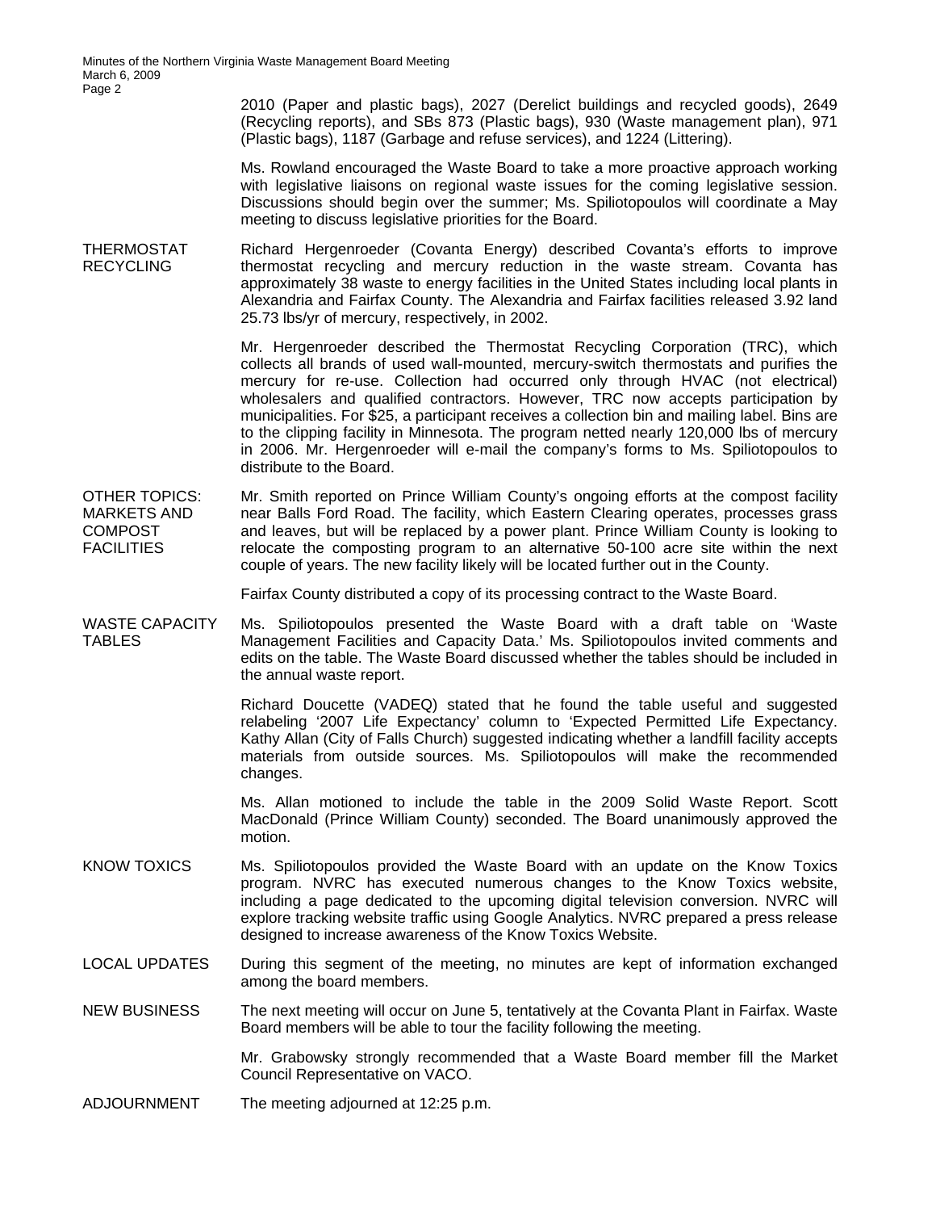2010 (Paper and plastic bags), 2027 (Derelict buildings and recycled goods), 2649 (Recycling reports), and SBs 873 (Plastic bags), 930 (Waste management plan), 971 (Plastic bags), 1187 (Garbage and refuse services), and 1224 (Littering).

Ms. Rowland encouraged the Waste Board to take a more proactive approach working with legislative liaisons on regional waste issues for the coming legislative session. Discussions should begin over the summer; Ms. Spiliotopoulos will coordinate a May meeting to discuss legislative priorities for the Board.

**THERMOSTAT RECYCLING**

Richard Hergenroeder (Covanta Energy) described Covanta's efforts to improve thermostat recycling and mercury reduction in the waste stream. Covanta has approximately 38 waste to energy facilities in the United States including local plants in Alexandria and Fairfax County. The Alexandria and Fairfax facilities released 3.92 land 25.73 lbs/yr of mercury, respectively, in 2002.

Mr. Hergenroeder described the Thermostat Recycling Corporation (TRC), which collects all brands of used wall-mounted, mercury-switch thermostats and purifies the mercury for re-use. Collection had occurred only through HVAC (not electrical) wholesalers and qualified contractors. However, TRC now accepts participation by municipalities. For $25, a participant receives a collection bin and mailing label. Bins are to the clipping facility in Minnesota. The program netted nearly 120,000 lbs of mercury in 2006. Mr. Hergenroeder will e-mail the company's forms to Ms. Spiliotopoulos to distribute to the Board.

**OTHER TOPICS: MARKETS AND COMPOST FACILITIES**

Mr. Smith reported on Prince William County's ongoing efforts at the compost facility near Balls Ford Road. The facility, which Eastern Clearing operates, processes grass and leaves, but will be replaced by a power plant. Prince William County is looking to relocate the composting program to an alternative 50-100 acre site within the next couple of years. The new facility likely will be located further out in the County.

Fairfax County distributed a copy of its processing contract to the Waste Board.

**WASTE CAPACITY TABLES**

Ms. Spiliotopoulos presented the Waste Board with a draft table on 'Waste Management Facilities and Capacity Data.' Ms. Spiliotopoulos invited comments and edits on the table. The Waste Board discussed whether the tables should be included in the annual waste report.

Richard Doucette (VADEQ) stated that he found the table useful and suggested relabeling '2007 Life Expectancy' column to 'Expected Permitted Life Expectancy. Kathy Allan (City of Falls Church) suggested indicating whether a landfill facility accepts materials from outside sources. Ms. Spiliotopoulos will make the recommended changes.

Ms. Allan motioned to include the table in the 2009 Solid Waste Report. Scott MacDonald (Prince William County) seconded. The Board unanimously approved the motion.

**KNOW TOXICS**

Ms. Spiliotopoulos provided the Waste Board with an update on the Know Toxics program. NVRC has executed numerous changes to the Know Toxics website, including a page dedicated to the upcoming digital television conversion. NVRC will explore tracking website traffic using Google Analytics. NVRC prepared a press release designed to increase awareness of the Know Toxics Website.

**LOCAL UPDATES**

During this segment of the meeting, no minutes are kept of information exchanged among the board members.

**NEW BUSINESS**

The next meeting will occur on June 5, tentatively at the Covanta Plant in Fairfax. Waste Board members will be able to tour the facility following the meeting.

Mr. Grabowsky strongly recommended that a Waste Board member fill the Market Council Representative on VACO.

**ADJOURNMENT**

The meeting adjourned at 12:25 p.m.